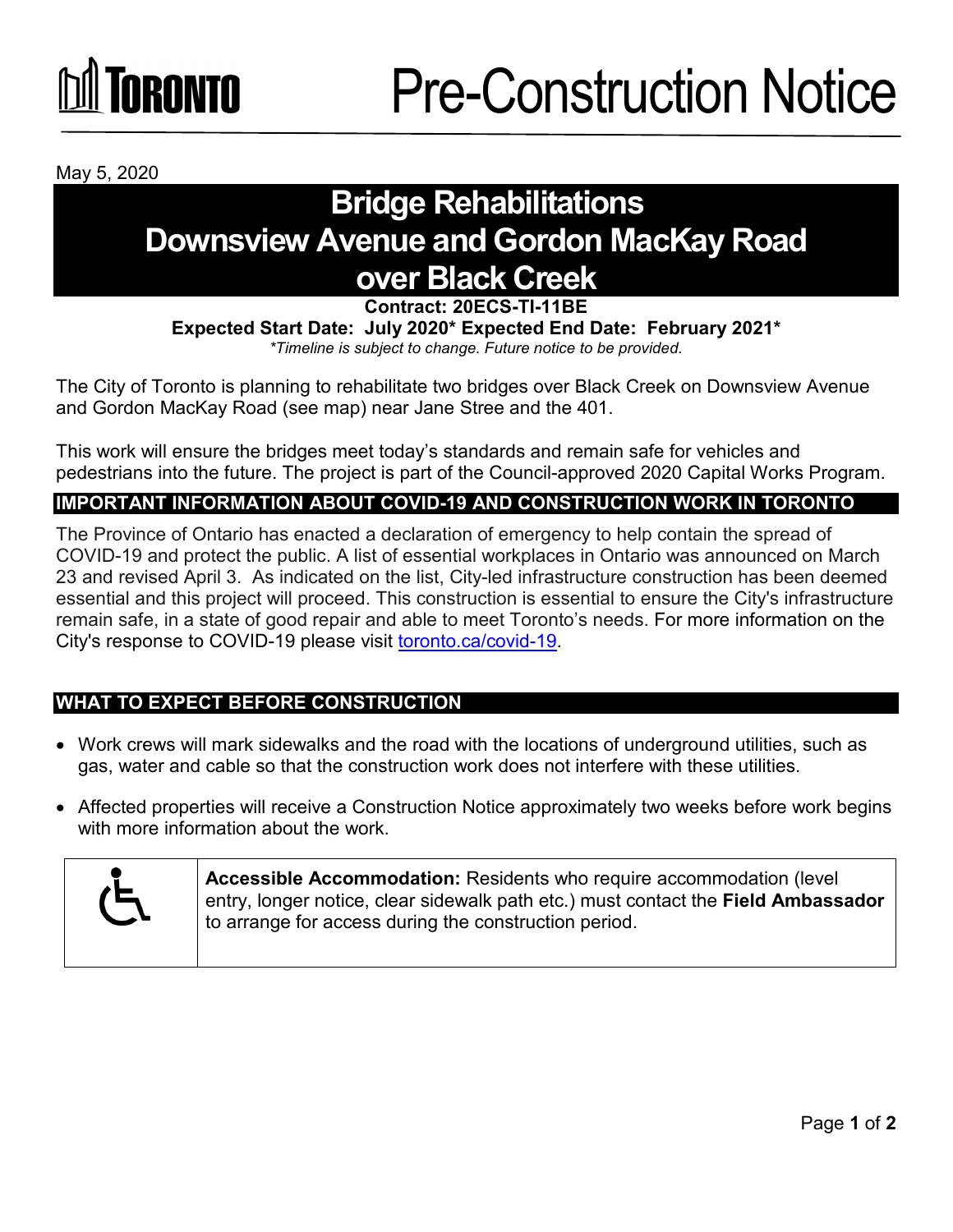# Pre-Construction Notice

May 5, 2020

## Bridge Rehabilitations Downsview Avenue and Gordon MacKay Road over Black Creek

**Contract: 20ECS-TI-11BE**

**Expected Start Date: July 2020\* Expected End Date: February 2021\***

*\*Timeline is subject to change. Future notice to be provided.*

The City of Toronto is planning to rehabilitate two bridges over Black Creek on Downsview Avenue and Gordon MacKay Road (see map) near Jane Stree and the 401.

This work will ensure the bridges meet today's standards and remain safe for vehicles and pedestrians into the future. The project is part of the Council-approved 2020 Capital Works Program.

### IMPORTANT INFORMATION ABOUT COVID-19 AND CONSTRUCTION WORK IN TORONTO

The Province of Ontario has enacted a declaration of emergency to help contain the spread of COVID-19 and protect the public. A list of essential workplaces in Ontario was announced on March 23 and revised April 3. As indicated on the list, City-led infrastructure construction has been deemed essential and this project will proceed. This construction is essential to ensure the City's infrastructure remain safe, in a state of good repair and able to meet Toronto's needs. For more information on the City's response to COVID-19 please visit [toronto.ca/covid-19](toronto.ca/covid-19).

### WHAT TO EXPECT BEFORE CONSTRUCTION

- Work crews will mark sidewalks and the road with the locations of underground utilities, such as gas, water and cable so that the construction work does not interfere with these utilities.
- Affected properties will receive a Construction Notice approximately two weeks before work begins with more information about the work.

**Accessible Accommodation:** Residents who require accommodation (level entry, longer notice, clear sidewalk path etc.) must contact the **Field Ambassador** to arrange for access during the construction period.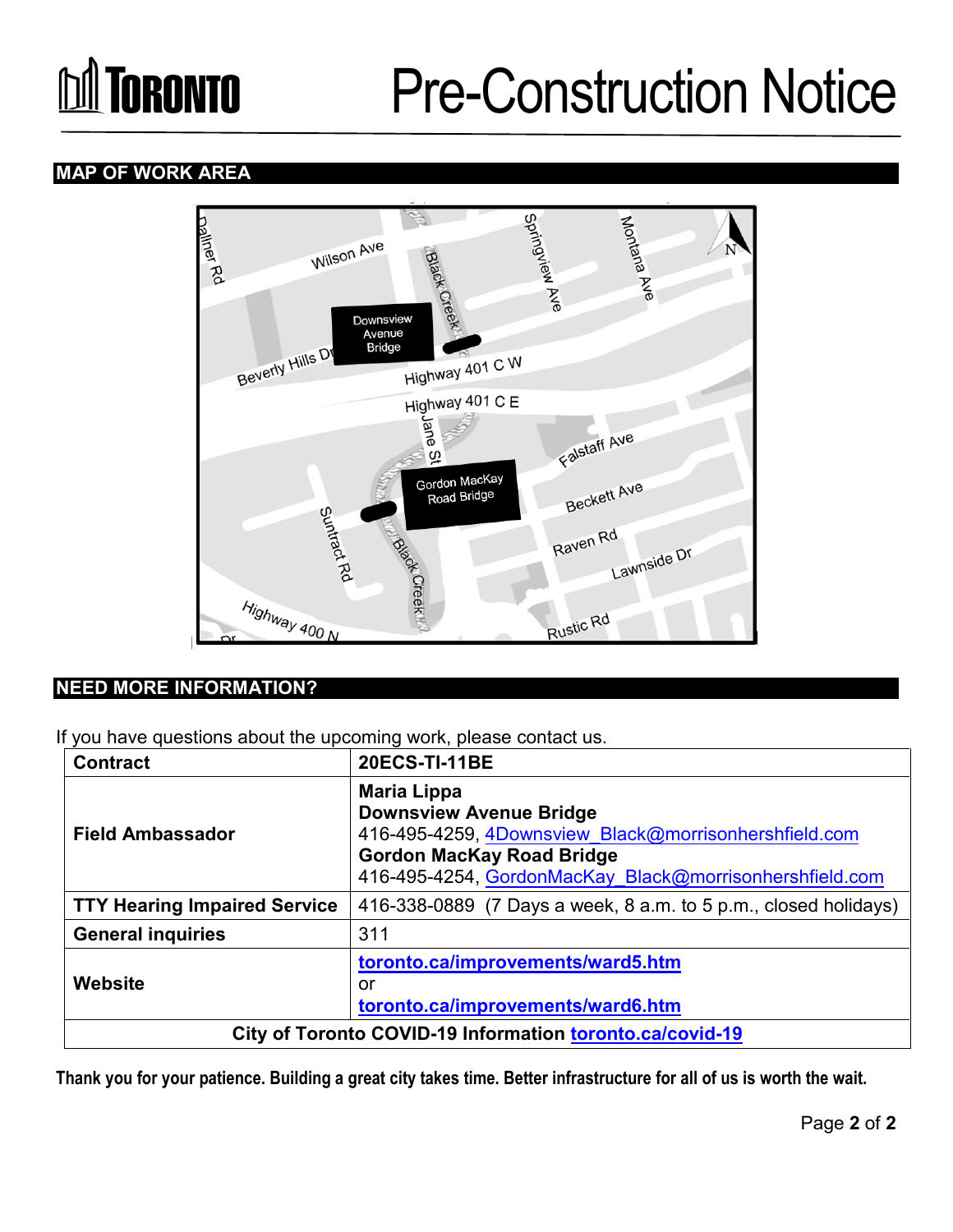# Pre-Construction Notice

## MAP OF WORK AREA

Dallner Rd
Wilson Ave
Black Creek
Springview Ave
Montana Ave
N
Downsview Avenue Bridge
Beverly Hills Dr
Highway 401 C W
Highway 401 C E
Jane St
Falstaff Ave
Gordon MacKay Road Bridge
Beckett Ave
Suntract Rd
Raven Rd
Lawnside Dr
Black Creek
Highway 400 N
Rustic Rd

## NEED MORE INFORMATION?

If you have questions about the upcoming work, please contact us.

| | |
|---|---|
| **Contract** | **20ECS-TI-11BE** |
| **Field Ambassador** | **Maria Lippa**<br>**Downsview Avenue Bridge**<br>416-495-4259, 4Downsview_Black@morrisonhershfield.com<br>**Gordon MacKay Road Bridge**<br>416-495-4254, GordonMacKay_Black@morrisonhershfield.com |
| **TTY Hearing Impaired Service** | 416-338-0889 (7 Days a week, 8 a.m. to 5 p.m., closed holidays) |
| **General inquiries** | 311 |
| **Website** | **toronto.ca/improvements/ward5.htm**<br>or<br>**toronto.ca/improvements/ward6.htm** |
| **City of Toronto COVID-19 Information toronto.ca/covid-19** | |

**Thank you for your patience. Building a great city takes time. Better infrastructure for all of us is worth the wait.**